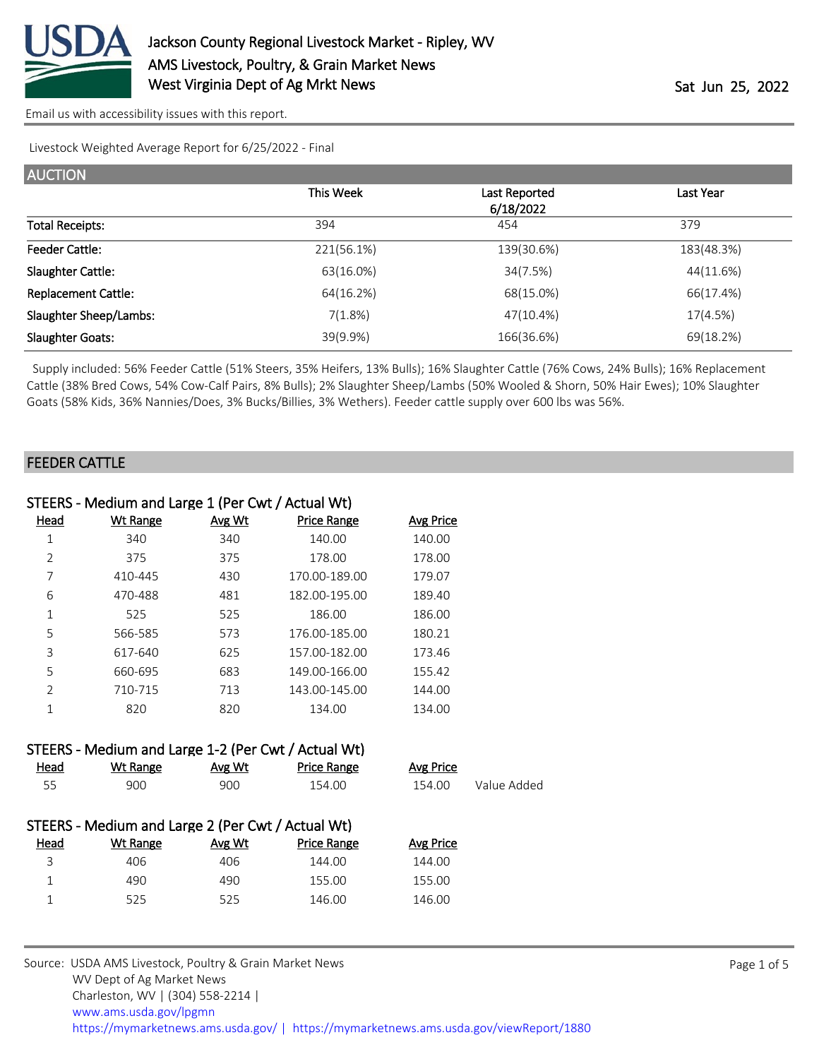# Jackson County Regional Livestock Market - Ripley, WV

AMS Livestock, Poultry, & Grain Market News

West Virginia Dept of Ag Mrkt News

Sat Jun 25, 2022

Email us with accessibility issues with this report.

Livestock Weighted Average Report for 6/25/2022 - Final

## AUCTION

| | This Week | Last Reported 6/18/2022 | Last Year |
|---|---|---|---|
| Total Receipts: | 394 | 454 | 379 |
| Feeder Cattle: | 221(56.1%) | 139(30.6%) | 183(48.3%) |
| Slaughter Cattle: | 63(16.0%) | 34(7.5%) | 44(11.6%) |
| Replacement Cattle: | 64(16.2%) | 68(15.0%) | 66(17.4%) |
| Slaughter Sheep/Lambs: | 7(1.8%) | 47(10.4%) | 17(4.5%) |
| Slaughter Goats: | 39(9.9%) | 166(36.6%) | 69(18.2%) |

Supply included: 56% Feeder Cattle (51% Steers, 35% Heifers, 13% Bulls); 16% Slaughter Cattle (76% Cows, 24% Bulls); 16% Replacement Cattle (38% Bred Cows, 54% Cow-Calf Pairs, 8% Bulls); 2% Slaughter Sheep/Lambs (50% Wooled & Shorn, 50% Hair Ewes); 10% Slaughter Goats (58% Kids, 36% Nannies/Does, 3% Bucks/Billies, 3% Wethers). Feeder cattle supply over 600 lbs was 56%.

## FEEDER CATTLE

### STEERS - Medium and Large 1 (Per Cwt / Actual Wt)

| Head | Wt Range | Avg Wt | Price Range | Avg Price |
|---|---|---|---|---|
| 1 | 340 | 340 | 140.00 | 140.00 |
| 2 | 375 | 375 | 178.00 | 178.00 |
| 7 | 410-445 | 430 | 170.00-189.00 | 179.07 |
| 6 | 470-488 | 481 | 182.00-195.00 | 189.40 |
| 1 | 525 | 525 | 186.00 | 186.00 |
| 5 | 566-585 | 573 | 176.00-185.00 | 180.21 |
| 3 | 617-640 | 625 | 157.00-182.00 | 173.46 |
| 5 | 660-695 | 683 | 149.00-166.00 | 155.42 |
| 2 | 710-715 | 713 | 143.00-145.00 | 144.00 |
| 1 | 820 | 820 | 134.00 | 134.00 |

### STEERS - Medium and Large 1-2 (Per Cwt / Actual Wt)

| Head | Wt Range | Avg Wt | Price Range | Avg Price | |
|---|---|---|---|---|---|
| 55 | 900 | 900 | 154.00 | 154.00 | Value Added |

### STEERS - Medium and Large 2 (Per Cwt / Actual Wt)

| Head | Wt Range | Avg Wt | Price Range | Avg Price |
|---|---|---|---|---|
| 3 | 406 | 406 | 144.00 | 144.00 |
| 1 | 490 | 490 | 155.00 | 155.00 |
| 1 | 525 | 525 | 146.00 | 146.00 |

Source: USDA AMS Livestock, Poultry & Grain Market News
WV Dept of Ag Market News
Charleston, WV | (304) 558-2214 |
www.ams.usda.gov/lpgmn
https://mymarketnews.ams.usda.gov/ | https://mymarketnews.ams.usda.gov/viewReport/1880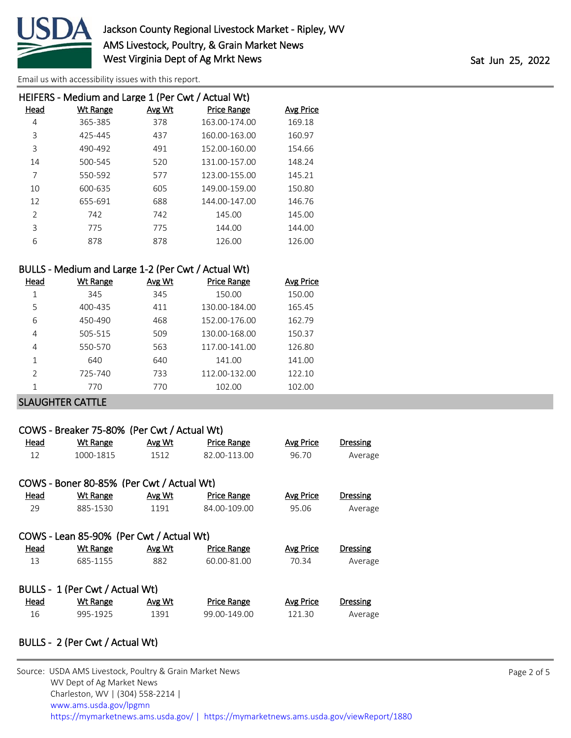HEIFERS - Medium and Large 1 (Per Cwt / Actual Wt)

| Head | Wt Range | Avg Wt | Price Range | Avg Price |
|---|---|---|---|---|
| 4 | 365-385 | 378 | 163.00-174.00 | 169.18 |
| 3 | 425-445 | 437 | 160.00-163.00 | 160.97 |
| 3 | 490-492 | 491 | 152.00-160.00 | 154.66 |
| 14 | 500-545 | 520 | 131.00-157.00 | 148.24 |
| 7 | 550-592 | 577 | 123.00-155.00 | 145.21 |
| 10 | 600-635 | 605 | 149.00-159.00 | 150.80 |
| 12 | 655-691 | 688 | 144.00-147.00 | 146.76 |
| 2 | 742 | 742 | 145.00 | 145.00 |
| 3 | 775 | 775 | 144.00 | 144.00 |
| 6 | 878 | 878 | 126.00 | 126.00 |

BULLS - Medium and Large 1-2 (Per Cwt / Actual Wt)

| Head | Wt Range | Avg Wt | Price Range | Avg Price |
|---|---|---|---|---|
| 1 | 345 | 345 | 150.00 | 150.00 |
| 5 | 400-435 | 411 | 130.00-184.00 | 165.45 |
| 6 | 450-490 | 468 | 152.00-176.00 | 162.79 |
| 4 | 505-515 | 509 | 130.00-168.00 | 150.37 |
| 4 | 550-570 | 563 | 117.00-141.00 | 126.80 |
| 1 | 640 | 640 | 141.00 | 141.00 |
| 2 | 725-740 | 733 | 112.00-132.00 | 122.10 |
| 1 | 770 | 770 | 102.00 | 102.00 |

## SLAUGHTER CATTLE

COWS - Breaker 75-80% (Per Cwt / Actual Wt)

| Head | Wt Range | Avg Wt | Price Range | Avg Price | Dressing |
|---|---|---|---|---|---|
| 12 | 1000-1815 | 1512 | 82.00-113.00 | 96.70 | Average |

COWS - Boner 80-85% (Per Cwt / Actual Wt)

| Head | Wt Range | Avg Wt | Price Range | Avg Price | Dressing |
|---|---|---|---|---|---|
| 29 | 885-1530 | 1191 | 84.00-109.00 | 95.06 | Average |

COWS - Lean 85-90% (Per Cwt / Actual Wt)

| Head | Wt Range | Avg Wt | Price Range | Avg Price | Dressing |
|---|---|---|---|---|---|
| 13 | 685-1155 | 882 | 60.00-81.00 | 70.34 | Average |

BULLS - 1 (Per Cwt / Actual Wt)

| Head | Wt Range | Avg Wt | Price Range | Avg Price | Dressing |
|---|---|---|---|---|---|
| 16 | 995-1925 | 1391 | 99.00-149.00 | 121.30 | Average |

BULLS - 2 (Per Cwt / Actual Wt)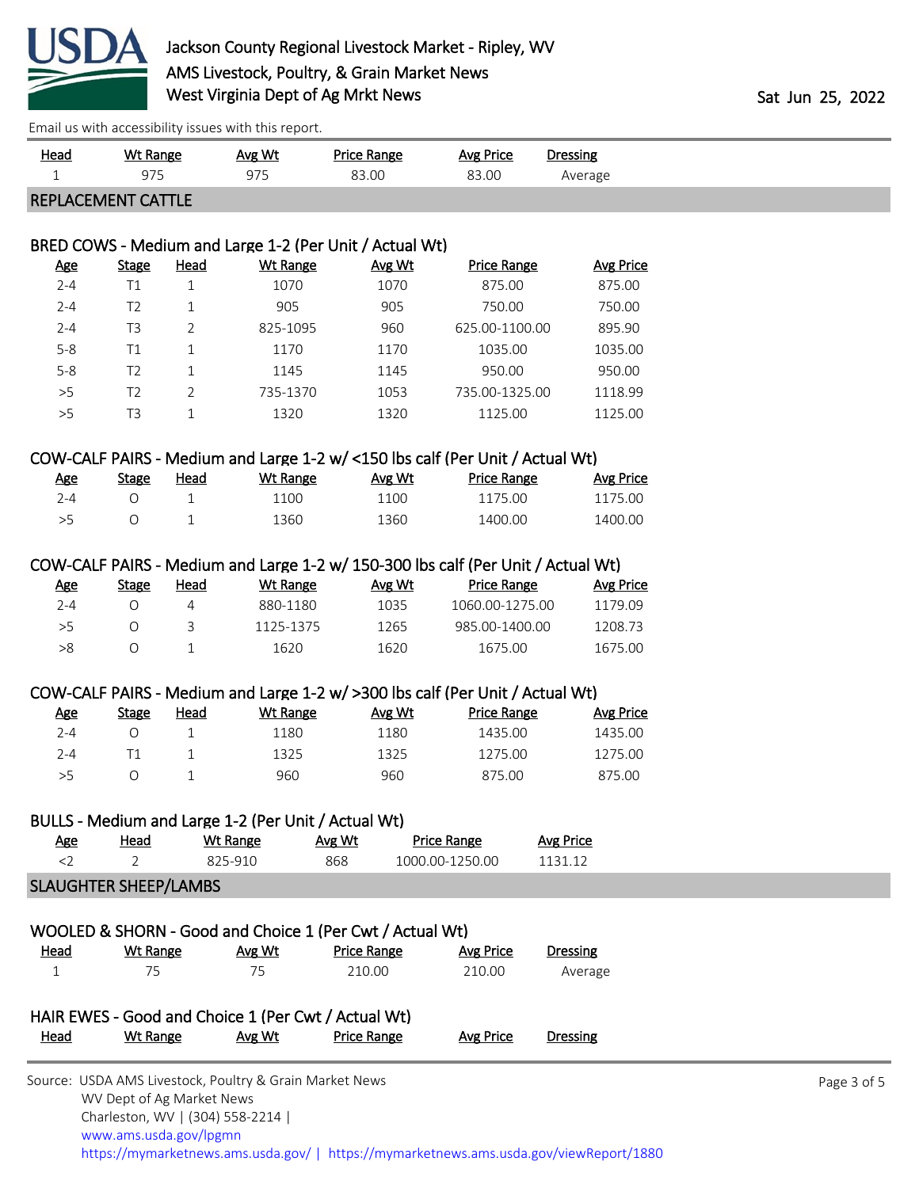Email us with accessibility issues with this report.

| Head | Wt Range | Avg Wt | Price Range | Avg Price | Dressing |
|---|---|---|---|---|---|
| 1 | 975 | 975 | 83.00 | 83.00 | Average |

## REPLACEMENT CATTLE

### BRED COWS - Medium and Large 1-2 (Per Unit / Actual Wt)

| Age | Stage | Head | Wt Range | Avg Wt | Price Range | Avg Price |
|---|---|---|---|---|---|---|
| 2-4 | T1 | 1 | 1070 | 1070 | 875.00 | 875.00 |
| 2-4 | T2 | 1 | 905 | 905 | 750.00 | 750.00 |
| 2-4 | T3 | 2 | 825-1095 | 960 | 625.00-1100.00 | 895.90 |
| 5-8 | T1 | 1 | 1170 | 1170 | 1035.00 | 1035.00 |
| 5-8 | T2 | 1 | 1145 | 1145 | 950.00 | 950.00 |
| >5 | T2 | 2 | 735-1370 | 1053 | 735.00-1325.00 | 1118.99 |
| >5 | T3 | 1 | 1320 | 1320 | 1125.00 | 1125.00 |

### COW-CALF PAIRS - Medium and Large 1-2 w/ <150 lbs calf (Per Unit / Actual Wt)

| Age | Stage | Head | Wt Range | Avg Wt | Price Range | Avg Price |
|---|---|---|---|---|---|---|
| 2-4 | O | 1 | 1100 | 1100 | 1175.00 | 1175.00 |
| >5 | O | 1 | 1360 | 1360 | 1400.00 | 1400.00 |

### COW-CALF PAIRS - Medium and Large 1-2 w/ 150-300 lbs calf (Per Unit / Actual Wt)

| Age | Stage | Head | Wt Range | Avg Wt | Price Range | Avg Price |
|---|---|---|---|---|---|---|
| 2-4 | O | 4 | 880-1180 | 1035 | 1060.00-1275.00 | 1179.09 |
| >5 | O | 3 | 1125-1375 | 1265 | 985.00-1400.00 | 1208.73 |
| >8 | O | 1 | 1620 | 1620 | 1675.00 | 1675.00 |

### COW-CALF PAIRS - Medium and Large 1-2 w/ >300 lbs calf (Per Unit / Actual Wt)

| Age | Stage | Head | Wt Range | Avg Wt | Price Range | Avg Price |
|---|---|---|---|---|---|---|
| 2-4 | O | 1 | 1180 | 1180 | 1435.00 | 1435.00 |
| 2-4 | T1 | 1 | 1325 | 1325 | 1275.00 | 1275.00 |
| >5 | O | 1 | 960 | 960 | 875.00 | 875.00 |

### BULLS - Medium and Large 1-2 (Per Unit / Actual Wt)

| Age | Head | Wt Range | Avg Wt | Price Range | Avg Price |
|---|---|---|---|---|---|
| <2 | 2 | 825-910 | 868 | 1000.00-1250.00 | 1131.12 |

## SLAUGHTER SHEEP/LAMBS

### WOOLED & SHORN - Good and Choice 1 (Per Cwt / Actual Wt)

| Head | Wt Range | Avg Wt | Price Range | Avg Price | Dressing |
|---|---|---|---|---|---|
| 1 | 75 | 75 | 210.00 | 210.00 | Average |

### HAIR EWES - Good and Choice 1 (Per Cwt / Actual Wt)

| Head | Wt Range | Avg Wt | Price Range | Avg Price | Dressing |
|---|---|---|---|---|---|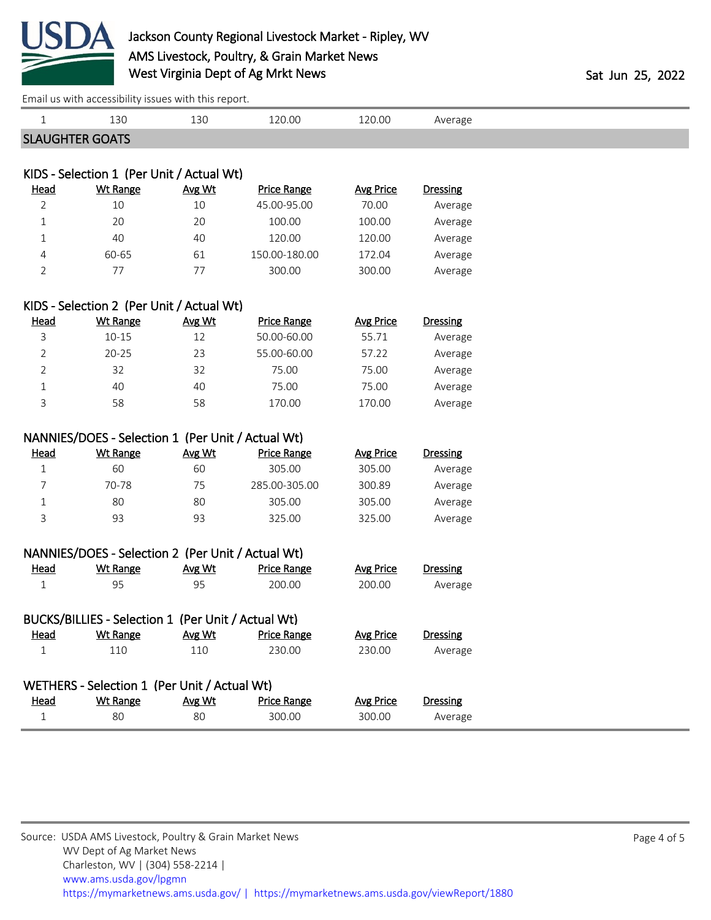| | | | | | |
|---|---|---|---|---|---|
| 1 | 130 | 130 | 120.00 | 120.00 | Average |

## SLAUGHTER GOATS

### KIDS - Selection 1 (Per Unit / Actual Wt)

| Head | Wt Range | Avg Wt | Price Range | Avg Price | Dressing |
|---|---|---|---|---|---|
| 2 | 10 | 10 | 45.00-95.00 | 70.00 | Average |
| 1 | 20 | 20 | 100.00 | 100.00 | Average |
| 1 | 40 | 40 | 120.00 | 120.00 | Average |
| 4 | 60-65 | 61 | 150.00-180.00 | 172.04 | Average |
| 2 | 77 | 77 | 300.00 | 300.00 | Average |

### KIDS - Selection 2 (Per Unit / Actual Wt)

| Head | Wt Range | Avg Wt | Price Range | Avg Price | Dressing |
|---|---|---|---|---|---|
| 3 | 10-15 | 12 | 50.00-60.00 | 55.71 | Average |
| 2 | 20-25 | 23 | 55.00-60.00 | 57.22 | Average |
| 2 | 32 | 32 | 75.00 | 75.00 | Average |
| 1 | 40 | 40 | 75.00 | 75.00 | Average |
| 3 | 58 | 58 | 170.00 | 170.00 | Average |

### NANNIES/DOES - Selection 1 (Per Unit / Actual Wt)

| Head | Wt Range | Avg Wt | Price Range | Avg Price | Dressing |
|---|---|---|---|---|---|
| 1 | 60 | 60 | 305.00 | 305.00 | Average |
| 7 | 70-78 | 75 | 285.00-305.00 | 300.89 | Average |
| 1 | 80 | 80 | 305.00 | 305.00 | Average |
| 3 | 93 | 93 | 325.00 | 325.00 | Average |

### NANNIES/DOES - Selection 2 (Per Unit / Actual Wt)

| Head | Wt Range | Avg Wt | Price Range | Avg Price | Dressing |
|---|---|---|---|---|---|
| 1 | 95 | 95 | 200.00 | 200.00 | Average |

### BUCKS/BILLIES - Selection 1 (Per Unit / Actual Wt)

| Head | Wt Range | Avg Wt | Price Range | Avg Price | Dressing |
|---|---|---|---|---|---|
| 1 | 110 | 110 | 230.00 | 230.00 | Average |

### WETHERS - Selection 1 (Per Unit / Actual Wt)

| Head | Wt Range | Avg Wt | Price Range | Avg Price | Dressing |
|---|---|---|---|---|---|
| 1 | 80 | 80 | 300.00 | 300.00 | Average |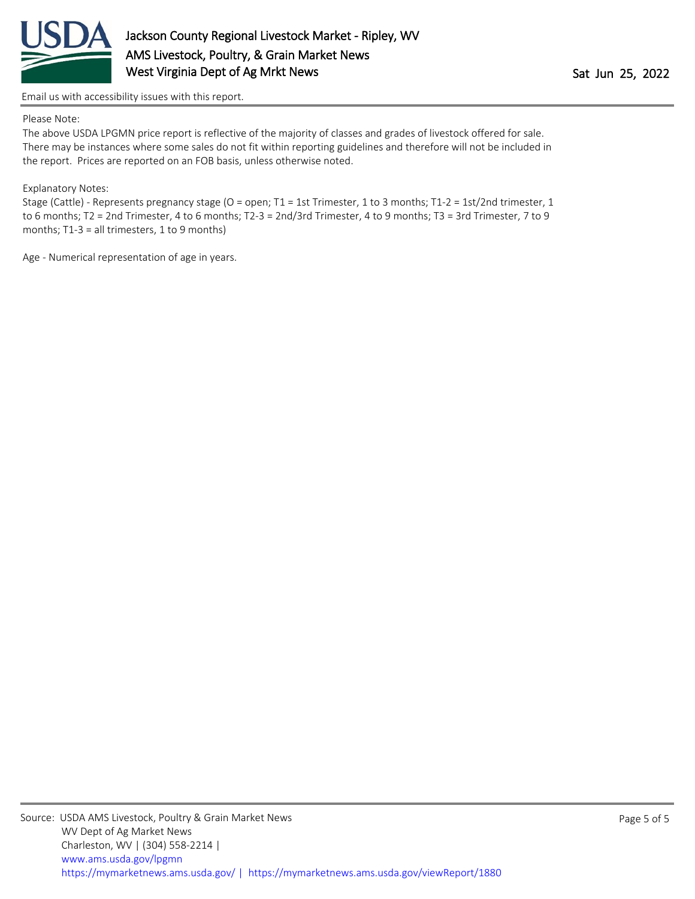Please Note:

The above USDA LPGMN price report is reflective of the majority of classes and grades of livestock offered for sale. There may be instances where some sales do not fit within reporting guidelines and therefore will not be included in the report. Prices are reported on an FOB basis, unless otherwise noted.

Explanatory Notes:

Stage (Cattle) - Represents pregnancy stage (O = open; T1 = 1st Trimester, 1 to 3 months; T1-2 = 1st/2nd trimester, 1 to 6 months; T2 = 2nd Trimester, 4 to 6 months; T2-3 = 2nd/3rd Trimester, 4 to 9 months; T3 = 3rd Trimester, 7 to 9 months; T1-3 = all trimesters, 1 to 9 months)

Age - Numerical representation of age in years.

Source: USDA AMS Livestock, Poultry & Grain Market News
WV Dept of Ag Market News
Charleston, WV | (304) 558-2214 |
www.ams.usda.gov/lpgmn
https://mymarketnews.ams.usda.gov/ | https://mymarketnews.ams.usda.gov/viewReport/1880